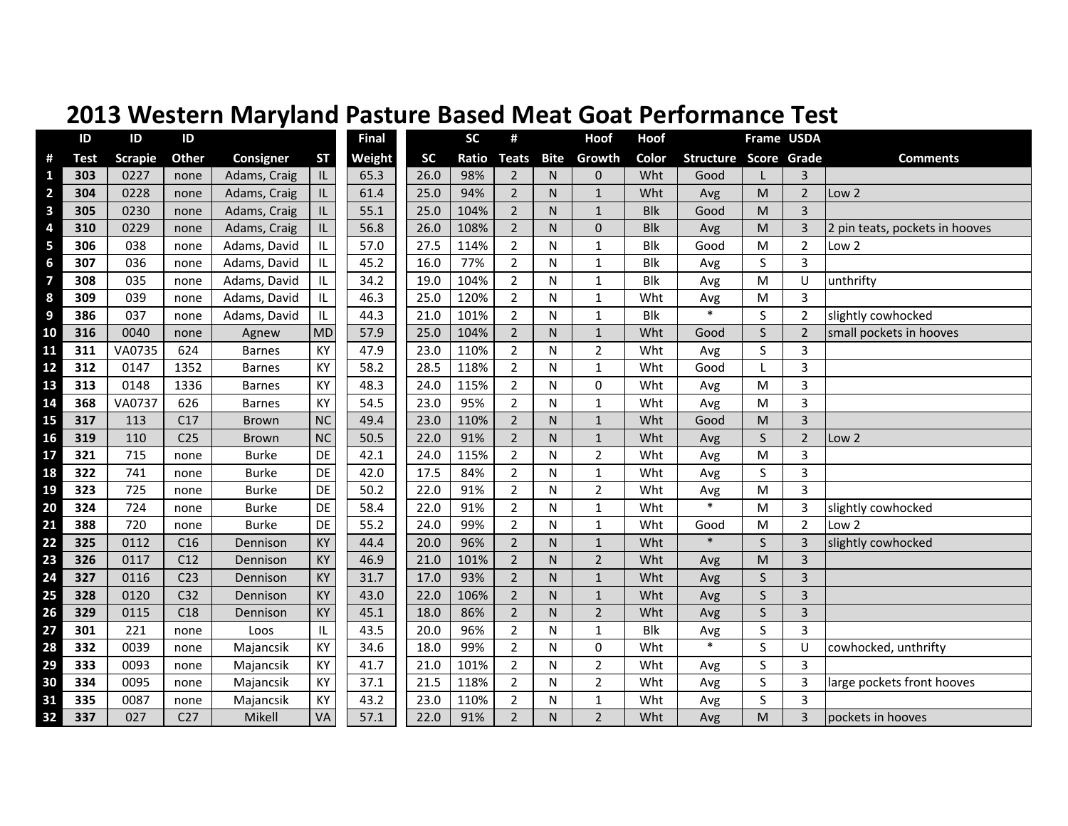# 2013 Western Maryland Pasture Based Meat Goat Performance Test

| # | ID Test | ID Scrapie | ID Other | Consigner | ST | Final Weight | SC | SC Ratio | # Teats | Bite | Hoof Growth | Hoof Color | Structure | Frame Score | USDA Grade | Comments |
|---|---|---|---|---|---|---|---|---|---|---|---|---|---|---|---|---|
| 1 | **303** | 0227 | none | Adams, Craig | IL | 65.3 | 26.0 | 98% | 2 | N | 0 | Wht | Good | L | 3 | |
| 2 | **304** | 0228 | none | Adams, Craig | IL | 61.4 | 25.0 | 94% | 2 | N | 1 | Wht | Avg | M | 2 | Low 2 |
| 3 | **305** | 0230 | none | Adams, Craig | IL | 55.1 | 25.0 | 104% | 2 | N | 1 | Blk | Good | M | 3 | |
| 4 | **310** | 0229 | none | Adams, Craig | IL | 56.8 | 26.0 | 108% | 2 | N | 0 | Blk | Avg | M | 3 | 2 pin teats, pockets in hooves |
| 5 | **306** | 038 | none | Adams, David | IL | 57.0 | 27.5 | 114% | 2 | N | 1 | Blk | Good | M | 2 | Low 2 |
| 6 | **307** | 036 | none | Adams, David | IL | 45.2 | 16.0 | 77% | 2 | N | 1 | Blk | Avg | S | 3 | |
| 7 | **308** | 035 | none | Adams, David | IL | 34.2 | 19.0 | 104% | 2 | N | 1 | Blk | Avg | M | U | unthrifty |
| 8 | **309** | 039 | none | Adams, David | IL | 46.3 | 25.0 | 120% | 2 | N | 1 | Wht | Avg | M | 3 | |
| 9 | **386** | 037 | none | Adams, David | IL | 44.3 | 21.0 | 101% | 2 | N | 1 | Blk | * | S | 2 | slightly cowhocked |
| 10 | **316** | 0040 | none | Agnew | MD | 57.9 | 25.0 | 104% | 2 | N | 1 | Wht | Good | S | 2 | small pockets in hooves |
| 11 | **311** | VA0735 | 624 | Barnes | KY | 47.9 | 23.0 | 110% | 2 | N | 2 | Wht | Avg | S | 3 | |
| 12 | **312** | 0147 | 1352 | Barnes | KY | 58.2 | 28.5 | 118% | 2 | N | 1 | Wht | Good | L | 3 | |
| 13 | **313** | 0148 | 1336 | Barnes | KY | 48.3 | 24.0 | 115% | 2 | N | 0 | Wht | Avg | M | 3 | |
| 14 | **368** | VA0737 | 626 | Barnes | KY | 54.5 | 23.0 | 95% | 2 | N | 1 | Wht | Avg | M | 3 | |
| 15 | **317** | 113 | C17 | Brown | NC | 49.4 | 23.0 | 110% | 2 | N | 1 | Wht | Good | M | 3 | |
| 16 | **319** | 110 | C25 | Brown | NC | 50.5 | 22.0 | 91% | 2 | N | 1 | Wht | Avg | S | 2 | Low 2 |
| 17 | **321** | 715 | none | Burke | DE | 42.1 | 24.0 | 115% | 2 | N | 2 | Wht | Avg | M | 3 | |
| 18 | **322** | 741 | none | Burke | DE | 42.0 | 17.5 | 84% | 2 | N | 1 | Wht | Avg | S | 3 | |
| 19 | **323** | 725 | none | Burke | DE | 50.2 | 22.0 | 91% | 2 | N | 2 | Wht | Avg | M | 3 | |
| 20 | **324** | 724 | none | Burke | DE | 58.4 | 22.0 | 91% | 2 | N | 1 | Wht | * | M | 3 | slightly cowhocked |
| 21 | **388** | 720 | none | Burke | DE | 55.2 | 24.0 | 99% | 2 | N | 1 | Wht | Good | M | 2 | Low 2 |
| 22 | **325** | 0112 | C16 | Dennison | KY | 44.4 | 20.0 | 96% | 2 | N | 1 | Wht | * | S | 3 | slightly cowhocked |
| 23 | **326** | 0117 | C12 | Dennison | KY | 46.9 | 21.0 | 101% | 2 | N | 2 | Wht | Avg | M | 3 | |
| 24 | **327** | 0116 | C23 | Dennison | KY | 31.7 | 17.0 | 93% | 2 | N | 1 | Wht | Avg | S | 3 | |
| 25 | **328** | 0120 | C32 | Dennison | KY | 43.0 | 22.0 | 106% | 2 | N | 1 | Wht | Avg | S | 3 | |
| 26 | **329** | 0115 | C18 | Dennison | KY | 45.1 | 18.0 | 86% | 2 | N | 2 | Wht | Avg | S | 3 | |
| 27 | **301** | 221 | none | Loos | IL | 43.5 | 20.0 | 96% | 2 | N | 1 | Blk | Avg | S | 3 | |
| 28 | **332** | 0039 | none | Majancsik | KY | 34.6 | 18.0 | 99% | 2 | N | 0 | Wht | * | S | U | cowhocked, unthrifty |
| 29 | **333** | 0093 | none | Majancsik | KY | 41.7 | 21.0 | 101% | 2 | N | 2 | Wht | Avg | S | 3 | |
| 30 | **334** | 0095 | none | Majancsik | KY | 37.1 | 21.5 | 118% | 2 | N | 2 | Wht | Avg | S | 3 | large pockets front hooves |
| 31 | **335** | 0087 | none | Majancsik | KY | 43.2 | 23.0 | 110% | 2 | N | 1 | Wht | Avg | S | 3 | |
| 32 | **337** | 027 | C27 | Mikell | VA | 57.1 | 22.0 | 91% | 2 | N | 2 | Wht | Avg | M | 3 | pockets in hooves |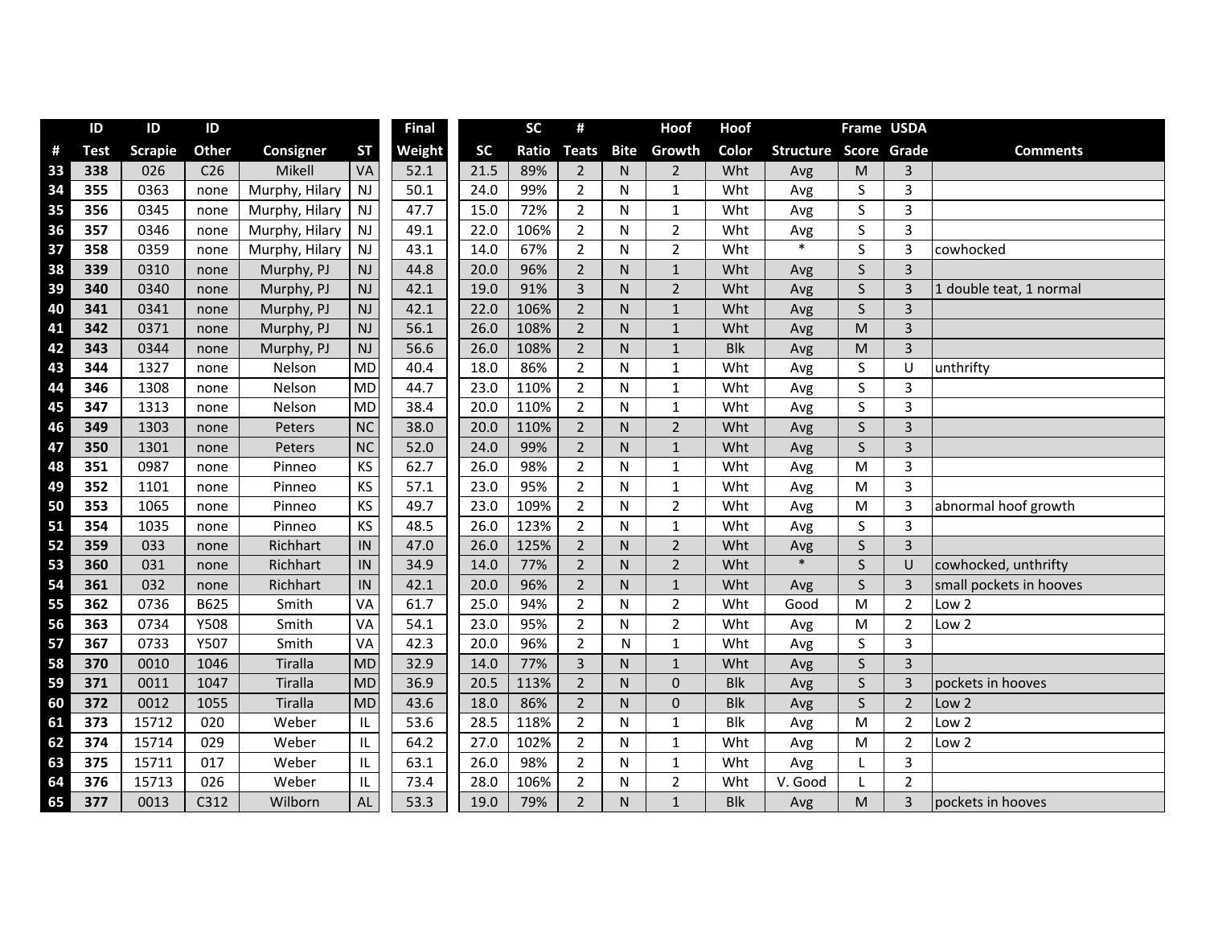| # | ID Test | ID Scrapie | ID Other | Consigner | ST | Final Weight | SC | SC Ratio | # Teats | Bite | Hoof Growth | Hoof Color | Structure | Frame Score | USDA Grade | Comments |
|---|---|---|---|---|---|---|---|---|---|---|---|---|---|---|---|---|
| 33 | 338 | 026 | C26 | Mikell | VA | 52.1 | 21.5 | 89% | 2 | N | 2 | Wht | Avg | M | 3 | |
| 34 | 355 | 0363 | none | Murphy, Hilary | NJ | 50.1 | 24.0 | 99% | 2 | N | 1 | Wht | Avg | S | 3 | |
| 35 | 356 | 0345 | none | Murphy, Hilary | NJ | 47.7 | 15.0 | 72% | 2 | N | 1 | Wht | Avg | S | 3 | |
| 36 | 357 | 0346 | none | Murphy, Hilary | NJ | 49.1 | 22.0 | 106% | 2 | N | 2 | Wht | Avg | S | 3 | |
| 37 | 358 | 0359 | none | Murphy, Hilary | NJ | 43.1 | 14.0 | 67% | 2 | N | 2 | Wht | * | S | 3 | cowhocked |
| 38 | 339 | 0310 | none | Murphy, PJ | NJ | 44.8 | 20.0 | 96% | 2 | N | 1 | Wht | Avg | S | 3 | |
| 39 | 340 | 0340 | none | Murphy, PJ | NJ | 42.1 | 19.0 | 91% | 3 | N | 2 | Wht | Avg | S | 3 | 1 double teat, 1 normal |
| 40 | 341 | 0341 | none | Murphy, PJ | NJ | 42.1 | 22.0 | 106% | 2 | N | 1 | Wht | Avg | S | 3 | |
| 41 | 342 | 0371 | none | Murphy, PJ | NJ | 56.1 | 26.0 | 108% | 2 | N | 1 | Wht | Avg | M | 3 | |
| 42 | 343 | 0344 | none | Murphy, PJ | NJ | 56.6 | 26.0 | 108% | 2 | N | 1 | Blk | Avg | M | 3 | |
| 43 | 344 | 1327 | none | Nelson | MD | 40.4 | 18.0 | 86% | 2 | N | 1 | Wht | Avg | S | U | unthrifty |
| 44 | 346 | 1308 | none | Nelson | MD | 44.7 | 23.0 | 110% | 2 | N | 1 | Wht | Avg | S | 3 | |
| 45 | 347 | 1313 | none | Nelson | MD | 38.4 | 20.0 | 110% | 2 | N | 1 | Wht | Avg | S | 3 | |
| 46 | 349 | 1303 | none | Peters | NC | 38.0 | 20.0 | 110% | 2 | N | 2 | Wht | Avg | S | 3 | |
| 47 | 350 | 1301 | none | Peters | NC | 52.0 | 24.0 | 99% | 2 | N | 1 | Wht | Avg | S | 3 | |
| 48 | 351 | 0987 | none | Pinneo | KS | 62.7 | 26.0 | 98% | 2 | N | 1 | Wht | Avg | M | 3 | |
| 49 | 352 | 1101 | none | Pinneo | KS | 57.1 | 23.0 | 95% | 2 | N | 1 | Wht | Avg | M | 3 | |
| 50 | 353 | 1065 | none | Pinneo | KS | 49.7 | 23.0 | 109% | 2 | N | 2 | Wht | Avg | M | 3 | abnormal hoof growth |
| 51 | 354 | 1035 | none | Pinneo | KS | 48.5 | 26.0 | 123% | 2 | N | 1 | Wht | Avg | S | 3 | |
| 52 | 359 | 033 | none | Richhart | IN | 47.0 | 26.0 | 125% | 2 | N | 2 | Wht | Avg | S | 3 | |
| 53 | 360 | 031 | none | Richhart | IN | 34.9 | 14.0 | 77% | 2 | N | 2 | Wht | * | S | U | cowhocked, unthrifty |
| 54 | 361 | 032 | none | Richhart | IN | 42.1 | 20.0 | 96% | 2 | N | 1 | Wht | Avg | S | 3 | small pockets in hooves |
| 55 | 362 | 0736 | B625 | Smith | VA | 61.7 | 25.0 | 94% | 2 | N | 2 | Wht | Good | M | 2 | Low 2 |
| 56 | 363 | 0734 | Y508 | Smith | VA | 54.1 | 23.0 | 95% | 2 | N | 2 | Wht | Avg | M | 2 | Low 2 |
| 57 | 367 | 0733 | Y507 | Smith | VA | 42.3 | 20.0 | 96% | 2 | N | 1 | Wht | Avg | S | 3 | |
| 58 | 370 | 0010 | 1046 | Tiralla | MD | 32.9 | 14.0 | 77% | 3 | N | 1 | Wht | Avg | S | 3 | |
| 59 | 371 | 0011 | 1047 | Tiralla | MD | 36.9 | 20.5 | 113% | 2 | N | 0 | Blk | Avg | S | 3 | pockets in hooves |
| 60 | 372 | 0012 | 1055 | Tiralla | MD | 43.6 | 18.0 | 86% | 2 | N | 0 | Blk | Avg | S | 2 | Low 2 |
| 61 | 373 | 15712 | 020 | Weber | IL | 53.6 | 28.5 | 118% | 2 | N | 1 | Blk | Avg | M | 2 | Low 2 |
| 62 | 374 | 15714 | 029 | Weber | IL | 64.2 | 27.0 | 102% | 2 | N | 1 | Wht | Avg | M | 2 | Low 2 |
| 63 | 375 | 15711 | 017 | Weber | IL | 63.1 | 26.0 | 98% | 2 | N | 1 | Wht | Avg | L | 3 | |
| 64 | 376 | 15713 | 026 | Weber | IL | 73.4 | 28.0 | 106% | 2 | N | 2 | Wht | V. Good | L | 2 | |
| 65 | 377 | 0013 | C312 | Wilborn | AL | 53.3 | 19.0 | 79% | 2 | N | 1 | Blk | Avg | M | 3 | pockets in hooves |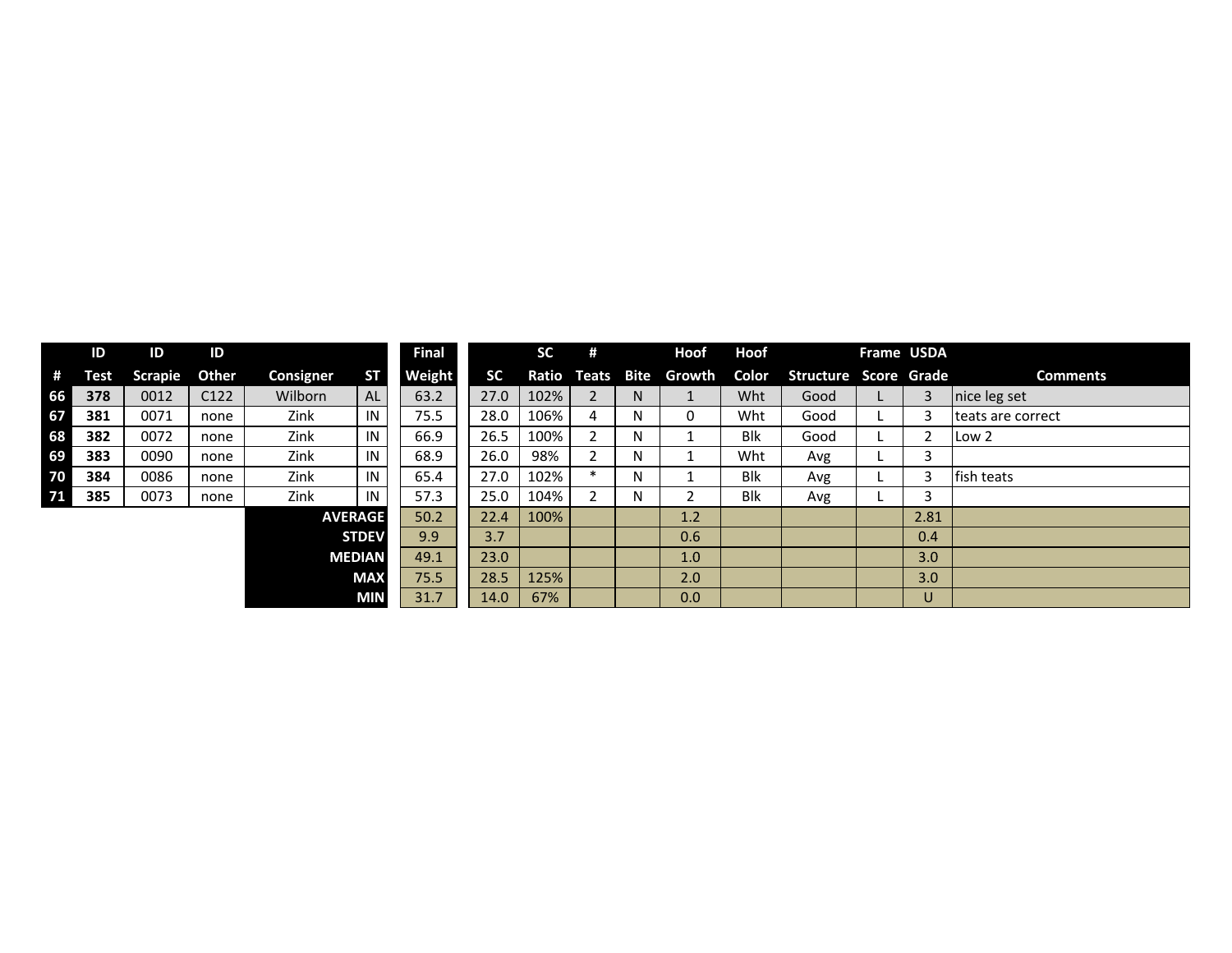| # | ID Test | ID Scrapie | ID Other | Consigner | ST | Final Weight | SC | SC Ratio | # Teats | Bite | Hoof Growth | Hoof Color | Structure | Frame Score | USDA Grade | Comments |
|---|---|---|---|---|---|---|---|---|---|---|---|---|---|---|---|---|
| 66 | **378** | 0012 | C122 | Wilborn | AL | 63.2 | 27.0 | 102% | 2 | N | 1 | Wht | Good | L | 3 | nice leg set |
| 67 | **381** | 0071 | none | Zink | IN | 75.5 | 28.0 | 106% | 4 | N | 0 | Wht | Good | L | 3 | teats are correct |
| 68 | **382** | 0072 | none | Zink | IN | 66.9 | 26.5 | 100% | 2 | N | 1 | Blk | Good | L | 2 | Low 2 |
| 69 | **383** | 0090 | none | Zink | IN | 68.9 | 26.0 | 98% | 2 | N | 1 | Wht | Avg | L | 3 | |
| 70 | **384** | 0086 | none | Zink | IN | 65.4 | 27.0 | 102% | * | N | 1 | Blk | Avg | L | 3 | fish teats |
| 71 | **385** | 0073 | none | Zink | IN | 57.3 | 25.0 | 104% | 2 | N | 2 | Blk | Avg | L | 3 | |
| | | | | | **AVERAGE** | 50.2 | 22.4 | 100% | | | 1.2 | | | | 2.81 | |
| | | | | | **STDEV** | 9.9 | 3.7 | | | | 0.6 | | | | 0.4 | |
| | | | | | **MEDIAN** | 49.1 | 23.0 | | | | 1.0 | | | | 3.0 | |
| | | | | | **MAX** | 75.5 | 28.5 | 125% | | | 2.0 | | | | 3.0 | |
| | | | | | **MIN** | 31.7 | 14.0 | 67% | | | 0.0 | | | | U | |